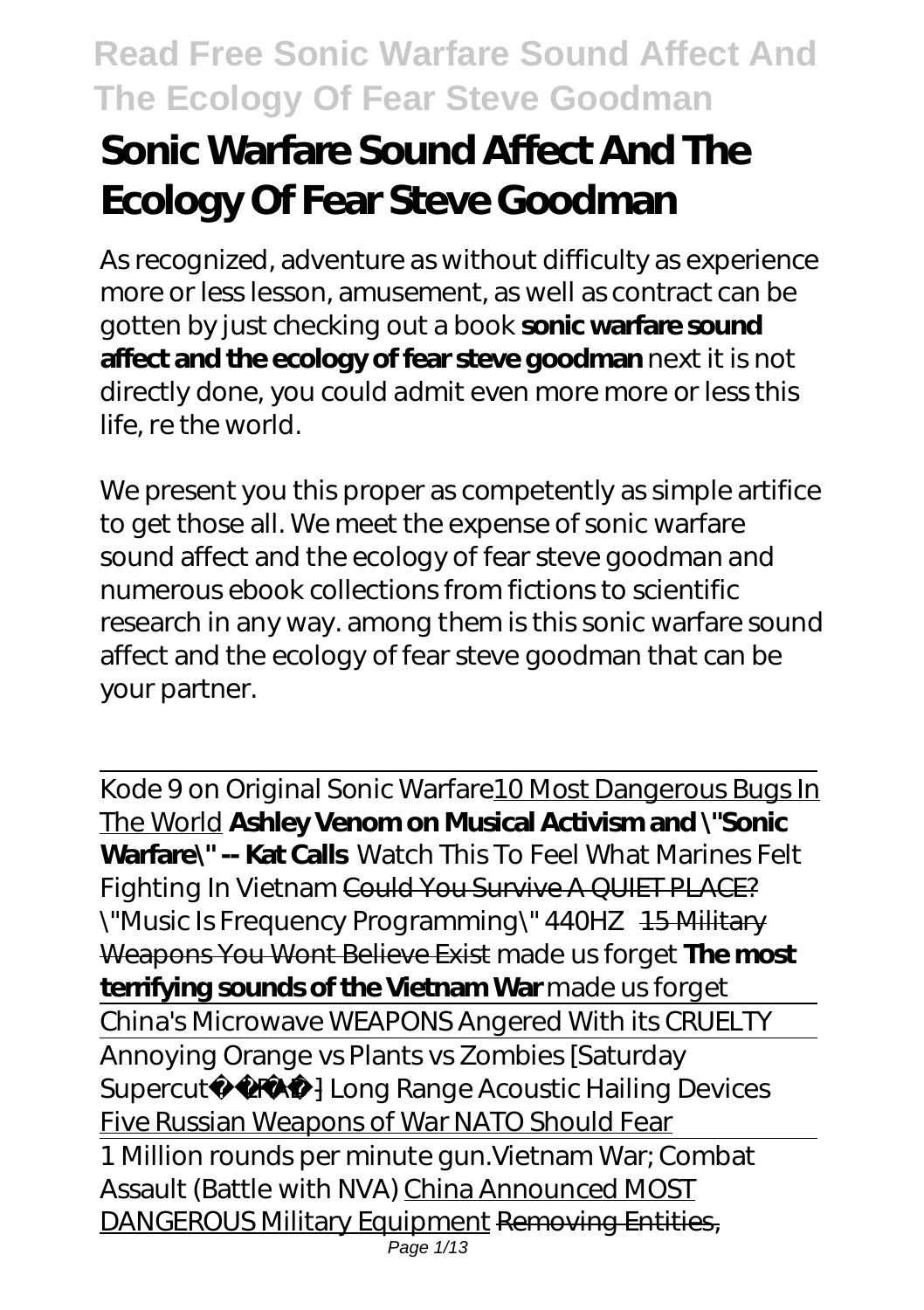# Sonic Warfare Sound Affect And The Ecology Of Fear Steve Goodman

As recognized, adventure as without difficulty as experience more or less lesson, amusement, as well as contract can be gotten by just checking out a book **sonic warfare sound affect and the ecology of fear steve goodman** next it is not directly done, you could admit even more more or less this life, re the world.

We present you this proper as competently as simple artifice to get those all. We meet the expense of sonic warfare sound affect and the ecology of fear steve goodman and numerous ebook collections from fictions to scientific research in any way. among them is this sonic warfare sound affect and the ecology of fear steve goodman that can be your partner.

Kode 9 on Original Sonic Warfare 10 Most Dangerous Bugs In The World **Ashley Venom on Musical Activism and "Sonic Warfare" -- Kat Calls** *Watch This To Feel What Marines Felt Fighting In Vietnam* Could You Survive A QUIET PLACE? "Music Is Frequency Programming" 440HZ 15 Military Weapons You Wont Believe Exist *made us forget* **The most terrifying sounds of the Vietnam War** *made us forget* China's Microwave WEAPONS Angered With its CRUELTY Annoying Orange vs Plants vs Zombies [Saturday Supercut] *LRAD | Long Range Acoustic Hailing Devices* Five Russian Weapons of War NATO Should Fear 1 Million rounds per minute gun.*Vietnam War; Combat Assault (Battle with NVA)* China Announced MOST DANGEROUS Military Equipment Removing Entities,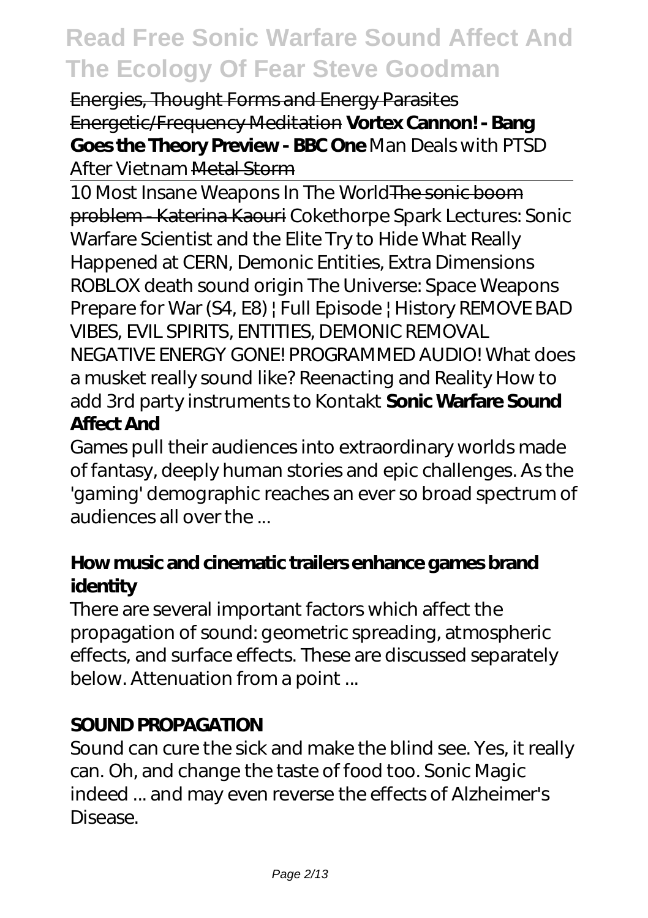Energies, Thought Forms and Energy Parasites ~~Energetic/Frequency Meditation~~ **Vortex Cannon! - Bang Goes the Theory Preview - BBC One** *Man Deals with PTSD After Vietnam* ~~Metal Storm~~

10 Most Insane Weapons In The World~~The sonic boom problem - Katerina Kaouri~~ *Cokethorpe Spark Lectures: Sonic Warfare Scientist and the Elite Try to Hide What Really Happened at CERN, Demonic Entities, Extra Dimensions ROBLOX death sound origin The Universe: Space Weapons Prepare for War (S4, E8) | Full Episode | History REMOVE BAD VIBES, EVIL SPIRITS, ENTITIES, DEMONIC REMOVAL NEGATIVE ENERGY GONE! PROGRAMMED AUDIO! What does a musket really sound like? Reenacting and Reality How to add 3rd party instruments to Kontakt* **Sonic Warfare Sound Affect And**

Games pull their audiences into extraordinary worlds made of fantasy, deeply human stories and epic challenges. As the 'gaming' demographic reaches an ever so broad spectrum of audiences all over the ...

### How music and cinematic trailers enhance games brand identity

There are several important factors which affect the propagation of sound: geometric spreading, atmospheric effects, and surface effects. These are discussed separately below. Attenuation from a point ...

### SOUND PROPAGATION

Sound can cure the sick and make the blind see. Yes, it really can. Oh, and change the taste of food too. Sonic Magic indeed ... and may even reverse the effects of Alzheimer's Disease.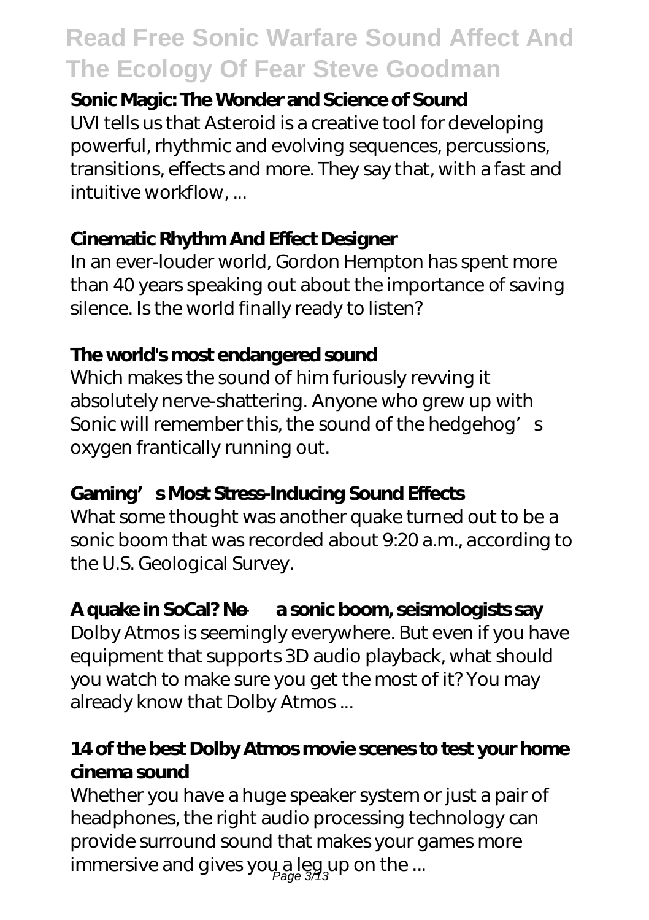### Sonic Magic: The Wonder and Science of Sound

UVI tells us that Asteroid is a creative tool for developing powerful, rhythmic and evolving sequences, percussions, transitions, effects and more. They say that, with a fast and intuitive workflow, ...

### Cinematic Rhythm And Effect Designer

In an ever-louder world, Gordon Hempton has spent more than 40 years speaking out about the importance of saving silence. Is the world finally ready to listen?

### The world's most endangered sound

Which makes the sound of him furiously revving it absolutely nerve-shattering. Anyone who grew up with Sonic will remember this, the sound of the hedgehog's oxygen frantically running out.

### Gaming's Most Stress-Inducing Sound Effects

What some thought was another quake turned out to be a sonic boom that was recorded about 9:20 a.m., according to the U.S. Geological Survey.

### A quake in SoCal? No — a sonic boom, seismologists say

Dolby Atmos is seemingly everywhere. But even if you have equipment that supports 3D audio playback, what should you watch to make sure you get the most of it? You may already know that Dolby Atmos ...

### 14 of the best Dolby Atmos movie scenes to test your home cinema sound

Whether you have a huge speaker system or just a pair of headphones, the right audio processing technology can provide surround sound that makes your games more immersive and gives you a leg up on the ...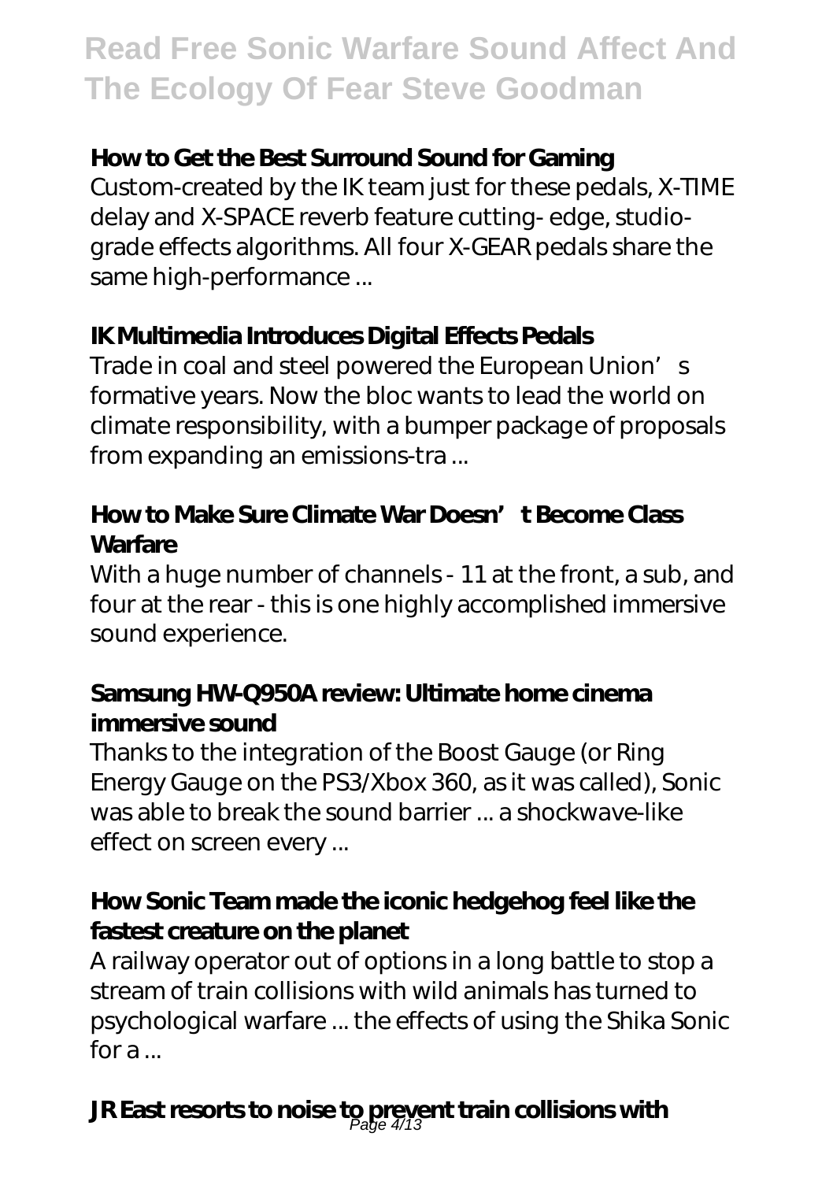### How to Get the Best Surround Sound for Gaming

Custom-created by the IK team just for these pedals, X-TIME delay and X-SPACE reverb feature cutting- edge, studio-grade effects algorithms. All four X-GEAR pedals share the same high-performance ...

### IK Multimedia Introduces Digital Effects Pedals

Trade in coal and steel powered the European Union's formative years. Now the bloc wants to lead the world on climate responsibility, with a bumper package of proposals from expanding an emissions-tra ...

### How to Make Sure Climate War Doesn't Become Class Warfare

With a huge number of channels - 11 at the front, a sub, and four at the rear - this is one highly accomplished immersive sound experience.

### Samsung HW-Q950A review: Ultimate home cinema immersive sound

Thanks to the integration of the Boost Gauge (or Ring Energy Gauge on the PS3/Xbox 360, as it was called), Sonic was able to break the sound barrier ... a shockwave-like effect on screen every ...

### How Sonic Team made the iconic hedgehog feel like the fastest creature on the planet

A railway operator out of options in a long battle to stop a stream of train collisions with wild animals has turned to psychological warfare ... the effects of using the Shika Sonic for a ...

### JR East resorts to noise to prevent train collisions with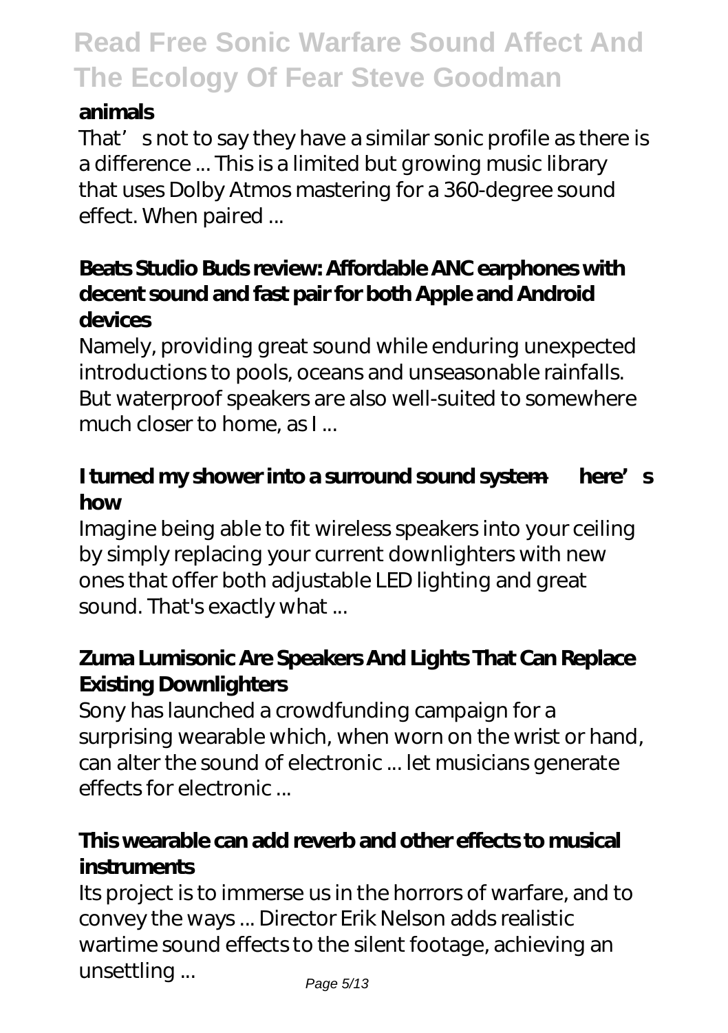**animals**

That's not to say they have a similar sonic profile as there is a difference ... This is a limited but growing music library that uses Dolby Atmos mastering for a 360-degree sound effect. When paired ...

**Beats Studio Buds review: Affordable ANC earphones with decent sound and fast pair for both Apple and Android devices**

Namely, providing great sound while enduring unexpected introductions to pools, oceans and unseasonable rainfalls. But waterproof speakers are also well-suited to somewhere much closer to home, as I ...

**I turned my shower into a surround sound system — here's how**

Imagine being able to fit wireless speakers into your ceiling by simply replacing your current downlighters with new ones that offer both adjustable LED lighting and great sound. That's exactly what ...

**Zuma Lumisonic Are Speakers And Lights That Can Replace Existing Downlighters**

Sony has launched a crowdfunding campaign for a surprising wearable which, when worn on the wrist or hand, can alter the sound of electronic ... let musicians generate effects for electronic ...

**This wearable can add reverb and other effects to musical instruments**

Its project is to immerse us in the horrors of warfare, and to convey the ways ... Director Erik Nelson adds realistic wartime sound effects to the silent footage, achieving an unsettling ...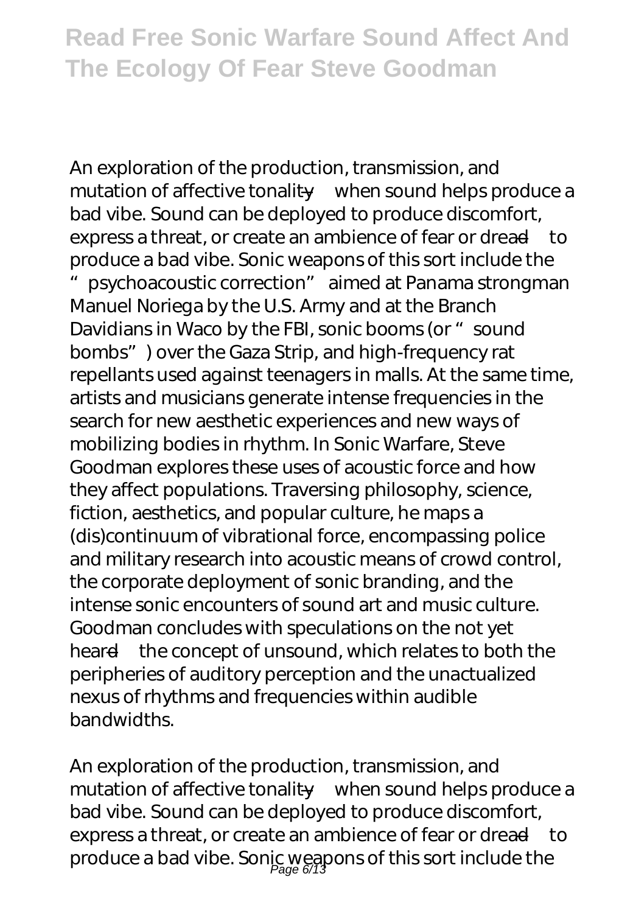An exploration of the production, transmission, and mutation of affective tonality—when sound helps produce a bad vibe. Sound can be deployed to produce discomfort, express a threat, or create an ambience of fear or dread—to produce a bad vibe. Sonic weapons of this sort include the "psychoacoustic correction" aimed at Panama strongman Manuel Noriega by the U.S. Army and at the Branch Davidians in Waco by the FBI, sonic booms (or "sound bombs") over the Gaza Strip, and high-frequency rat repellants used against teenagers in malls. At the same time, artists and musicians generate intense frequencies in the search for new aesthetic experiences and new ways of mobilizing bodies in rhythm. In Sonic Warfare, Steve Goodman explores these uses of acoustic force and how they affect populations. Traversing philosophy, science, fiction, aesthetics, and popular culture, he maps a (dis)continuum of vibrational force, encompassing police and military research into acoustic means of crowd control, the corporate deployment of sonic branding, and the intense sonic encounters of sound art and music culture. Goodman concludes with speculations on the not yet heard—the concept of unsound, which relates to both the peripheries of auditory perception and the unactualized nexus of rhythms and frequencies within audible bandwidths.

An exploration of the production, transmission, and mutation of affective tonality—when sound helps produce a bad vibe. Sound can be deployed to produce discomfort, express a threat, or create an ambience of fear or dread—to produce a bad vibe. Sonic weapons of this sort include the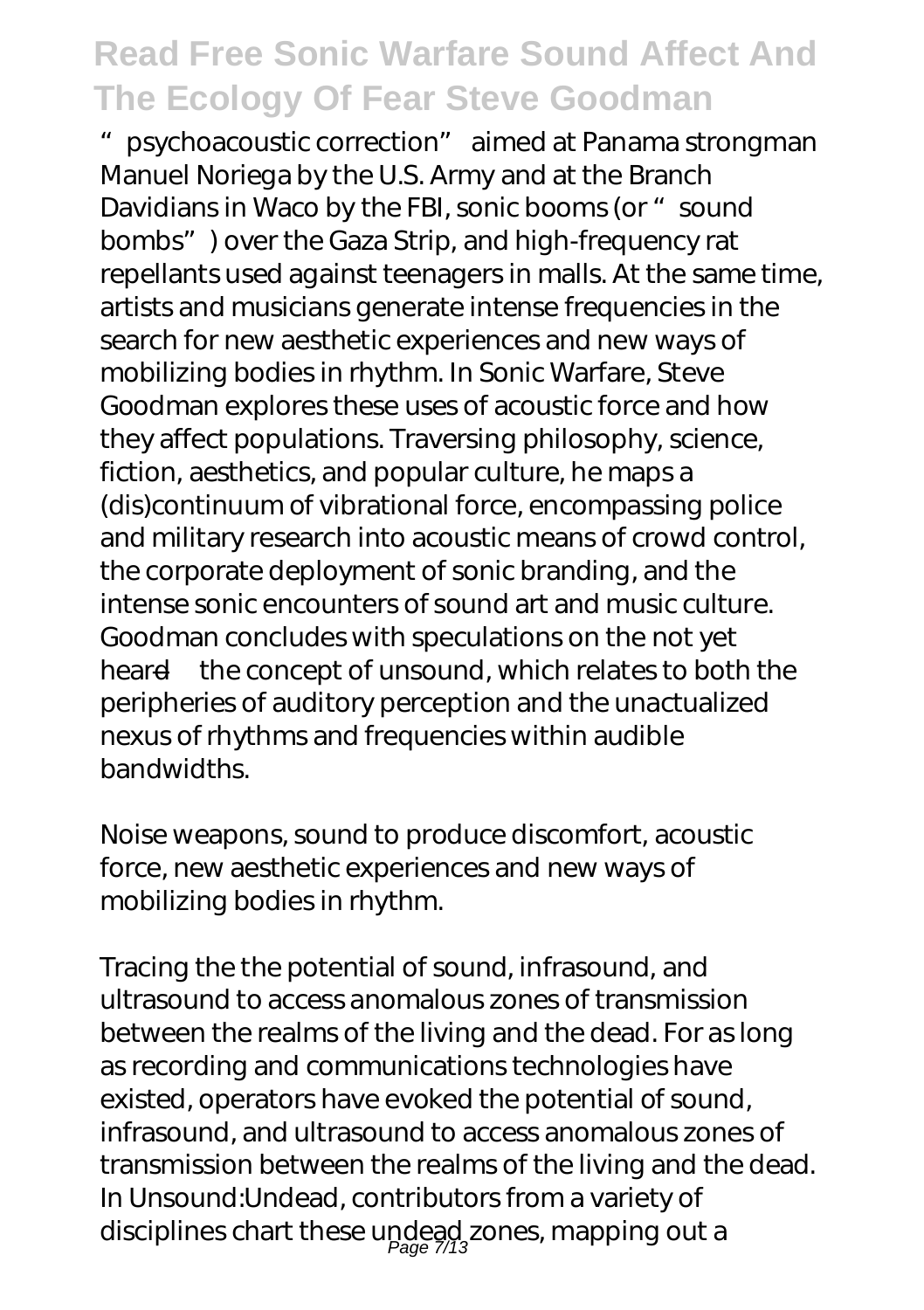"psychoacoustic correction" aimed at Panama strongman Manuel Noriega by the U.S. Army and at the Branch Davidians in Waco by the FBI, sonic booms (or "sound bombs") over the Gaza Strip, and high-frequency rat repellants used against teenagers in malls. At the same time, artists and musicians generate intense frequencies in the search for new aesthetic experiences and new ways of mobilizing bodies in rhythm. In Sonic Warfare, Steve Goodman explores these uses of acoustic force and how they affect populations. Traversing philosophy, science, fiction, aesthetics, and popular culture, he maps a (dis)continuum of vibrational force, encompassing police and military research into acoustic means of crowd control, the corporate deployment of sonic branding, and the intense sonic encounters of sound art and music culture. Goodman concludes with speculations on the not yet heard—the concept of unsound, which relates to both the peripheries of auditory perception and the unactualized nexus of rhythms and frequencies within audible bandwidths.

Noise weapons, sound to produce discomfort, acoustic force, new aesthetic experiences and new ways of mobilizing bodies in rhythm.

Tracing the the potential of sound, infrasound, and ultrasound to access anomalous zones of transmission between the realms of the living and the dead. For as long as recording and communications technologies have existed, operators have evoked the potential of sound, infrasound, and ultrasound to access anomalous zones of transmission between the realms of the living and the dead. In Unsound:Undead, contributors from a variety of disciplines chart these undead zones, mapping out a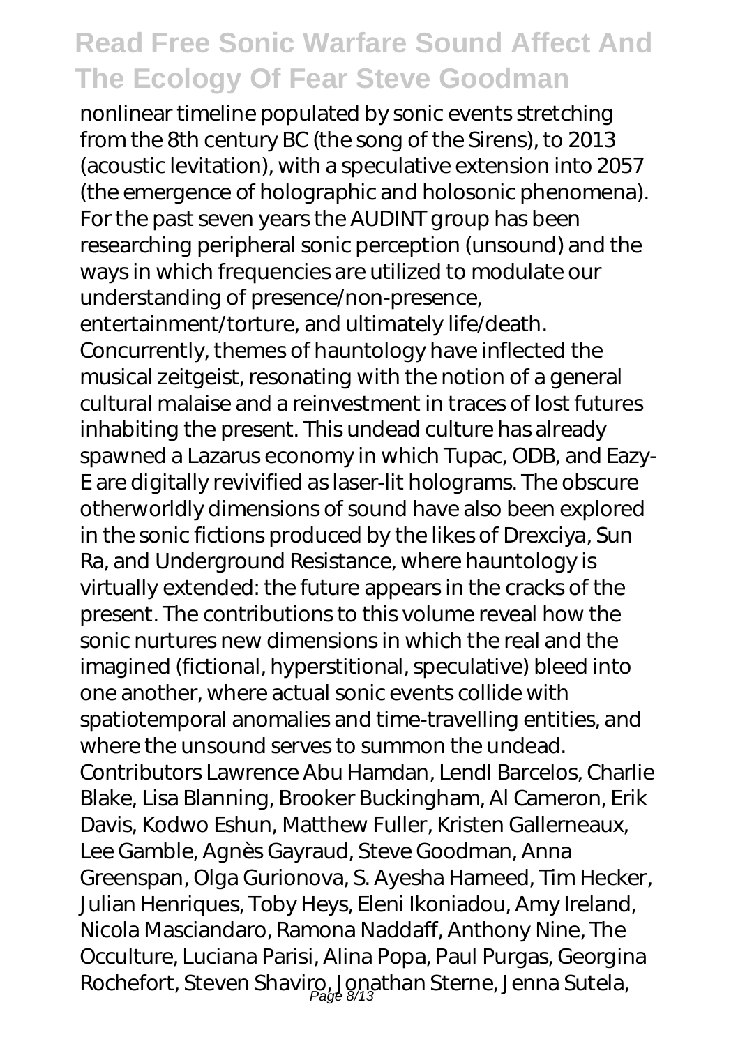nonlinear timeline populated by sonic events stretching from the 8th century BC (the song of the Sirens), to 2013 (acoustic levitation), with a speculative extension into 2057 (the emergence of holographic and holosonic phenomena). For the past seven years the AUDINT group has been researching peripheral sonic perception (unsound) and the ways in which frequencies are utilized to modulate our understanding of presence/non-presence, entertainment/torture, and ultimately life/death. Concurrently, themes of hauntology have inflected the musical zeitgeist, resonating with the notion of a general cultural malaise and a reinvestment in traces of lost futures inhabiting the present. This undead culture has already spawned a Lazarus economy in which Tupac, ODB, and Eazy-E are digitally revivified as laser-lit holograms. The obscure otherworldly dimensions of sound have also been explored in the sonic fictions produced by the likes of Drexciya, Sun Ra, and Underground Resistance, where hauntology is virtually extended: the future appears in the cracks of the present. The contributions to this volume reveal how the sonic nurtures new dimensions in which the real and the imagined (fictional, hyperstitional, speculative) bleed into one another, where actual sonic events collide with spatiotemporal anomalies and time-travelling entities, and where the unsound serves to summon the undead. Contributors Lawrence Abu Hamdan, Lendl Barcelos, Charlie Blake, Lisa Blanning, Brooker Buckingham, Al Cameron, Erik Davis, Kodwo Eshun, Matthew Fuller, Kristen Gallerneaux, Lee Gamble, Agnès Gayraud, Steve Goodman, Anna Greenspan, Olga Gurionova, S. Ayesha Hameed, Tim Hecker, Julian Henriques, Toby Heys, Eleni Ikoniadou, Amy Ireland, Nicola Masciandaro, Ramona Naddaff, Anthony Nine, The Occulture, Luciana Parisi, Alina Popa, Paul Purgas, Georgina Rochefort, Steven Shaviro, Jonathan Sterne, Jenna Sutela,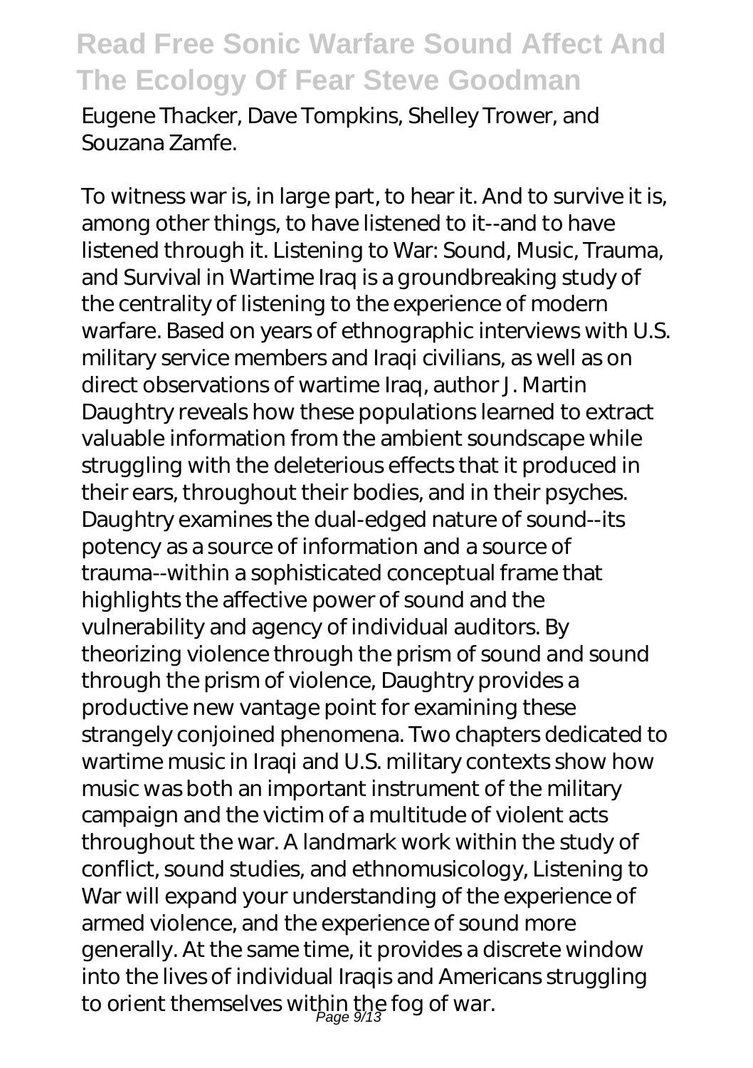Eugene Thacker, Dave Tompkins, Shelley Trower, and Souzana Zamfe.

To witness war is, in large part, to hear it. And to survive it is, among other things, to have listened to it--and to have listened through it. Listening to War: Sound, Music, Trauma, and Survival in Wartime Iraq is a groundbreaking study of the centrality of listening to the experience of modern warfare. Based on years of ethnographic interviews with U.S. military service members and Iraqi civilians, as well as on direct observations of wartime Iraq, author J. Martin Daughtry reveals how these populations learned to extract valuable information from the ambient soundscape while struggling with the deleterious effects that it produced in their ears, throughout their bodies, and in their psyches. Daughtry examines the dual-edged nature of sound--its potency as a source of information and a source of trauma--within a sophisticated conceptual frame that highlights the affective power of sound and the vulnerability and agency of individual auditors. By theorizing violence through the prism of sound and sound through the prism of violence, Daughtry provides a productive new vantage point for examining these strangely conjoined phenomena. Two chapters dedicated to wartime music in Iraqi and U.S. military contexts show how music was both an important instrument of the military campaign and the victim of a multitude of violent acts throughout the war. A landmark work within the study of conflict, sound studies, and ethnomusicology, Listening to War will expand your understanding of the experience of armed violence, and the experience of sound more generally. At the same time, it provides a discrete window into the lives of individual Iraqis and Americans struggling to orient themselves within the fog of war.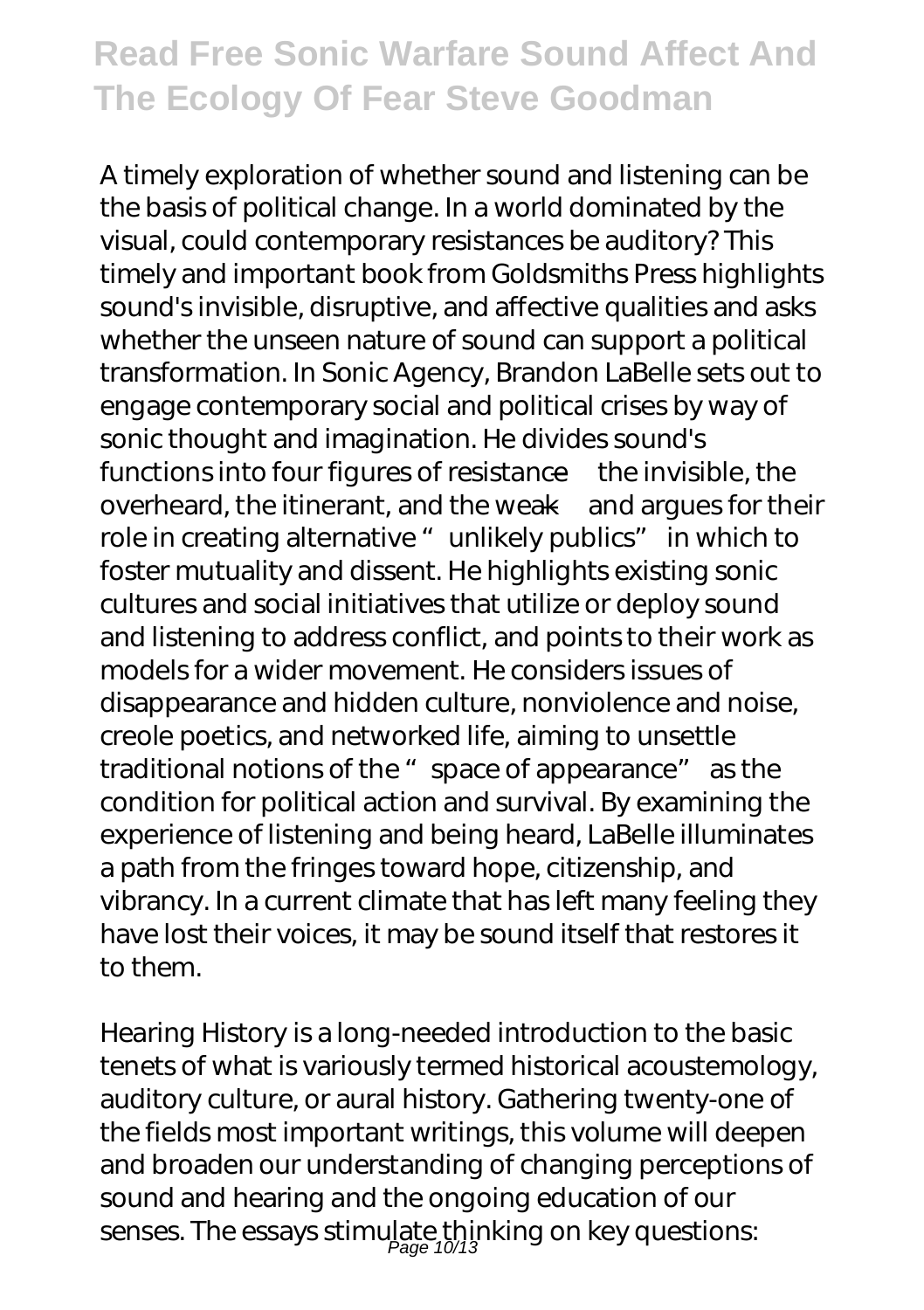A timely exploration of whether sound and listening can be the basis of political change. In a world dominated by the visual, could contemporary resistances be auditory? This timely and important book from Goldsmiths Press highlights sound's invisible, disruptive, and affective qualities and asks whether the unseen nature of sound can support a political transformation. In Sonic Agency, Brandon LaBelle sets out to engage contemporary social and political crises by way of sonic thought and imagination. He divides sound's functions into four figures of resistance—the invisible, the overheard, the itinerant, and the weak—and argues for their role in creating alternative "unlikely publics" in which to foster mutuality and dissent. He highlights existing sonic cultures and social initiatives that utilize or deploy sound and listening to address conflict, and points to their work as models for a wider movement. He considers issues of disappearance and hidden culture, nonviolence and noise, creole poetics, and networked life, aiming to unsettle traditional notions of the "space of appearance" as the condition for political action and survival. By examining the experience of listening and being heard, LaBelle illuminates a path from the fringes toward hope, citizenship, and vibrancy. In a current climate that has left many feeling they have lost their voices, it may be sound itself that restores it to them.

Hearing History is a long-needed introduction to the basic tenets of what is variously termed historical acoustemology, auditory culture, or aural history. Gathering twenty-one of the fields most important writings, this volume will deepen and broaden our understanding of changing perceptions of sound and hearing and the ongoing education of our senses. The essays stimulate thinking on key questions: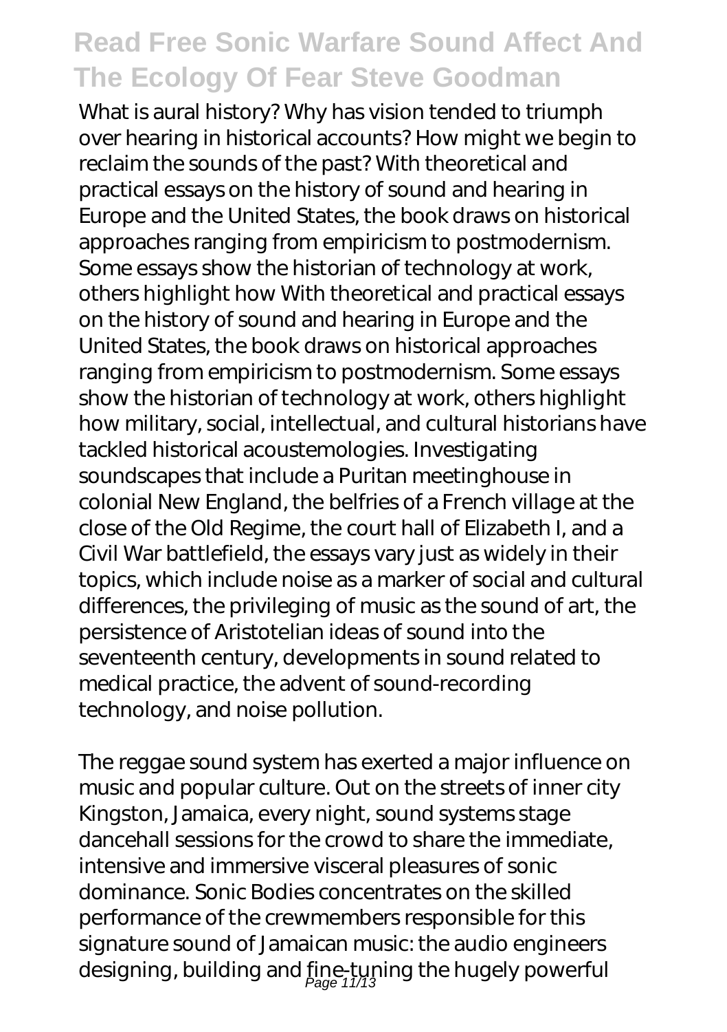What is aural history? Why has vision tended to triumph over hearing in historical accounts? How might we begin to reclaim the sounds of the past? With theoretical and practical essays on the history of sound and hearing in Europe and the United States, the book draws on historical approaches ranging from empiricism to postmodernism. Some essays show the historian of technology at work, others highlight how With theoretical and practical essays on the history of sound and hearing in Europe and the United States, the book draws on historical approaches ranging from empiricism to postmodernism. Some essays show the historian of technology at work, others highlight how military, social, intellectual, and cultural historians have tackled historical acoustemologies. Investigating soundscapes that include a Puritan meetinghouse in colonial New England, the belfries of a French village at the close of the Old Regime, the court hall of Elizabeth I, and a Civil War battlefield, the essays vary just as widely in their topics, which include noise as a marker of social and cultural differences, the privileging of music as the sound of art, the persistence of Aristotelian ideas of sound into the seventeenth century, developments in sound related to medical practice, the advent of sound-recording technology, and noise pollution.

The reggae sound system has exerted a major influence on music and popular culture. Out on the streets of inner city Kingston, Jamaica, every night, sound systems stage dancehall sessions for the crowd to share the immediate, intensive and immersive visceral pleasures of sonic dominance. Sonic Bodies concentrates on the skilled performance of the crewmembers responsible for this signature sound of Jamaican music: the audio engineers designing, building and fine-tuning the hugely powerful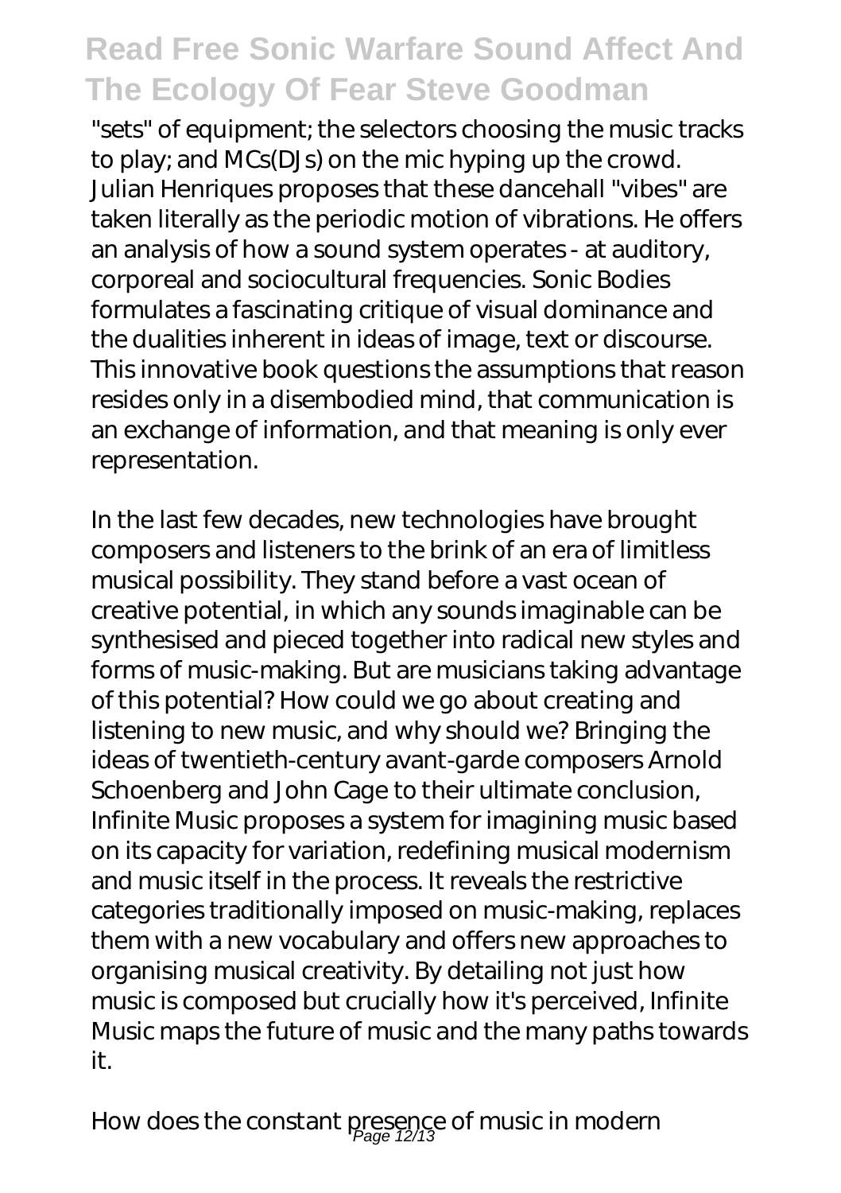"sets" of equipment; the selectors choosing the music tracks to play; and MCs(DJs) on the mic hyping up the crowd. Julian Henriques proposes that these dancehall "vibes" are taken literally as the periodic motion of vibrations. He offers an analysis of how a sound system operates - at auditory, corporeal and sociocultural frequencies. Sonic Bodies formulates a fascinating critique of visual dominance and the dualities inherent in ideas of image, text or discourse. This innovative book questions the assumptions that reason resides only in a disembodied mind, that communication is an exchange of information, and that meaning is only ever representation.

In the last few decades, new technologies have brought composers and listeners to the brink of an era of limitless musical possibility. They stand before a vast ocean of creative potential, in which any sounds imaginable can be synthesised and pieced together into radical new styles and forms of music-making. But are musicians taking advantage of this potential? How could we go about creating and listening to new music, and why should we? Bringing the ideas of twentieth-century avant-garde composers Arnold Schoenberg and John Cage to their ultimate conclusion, Infinite Music proposes a system for imagining music based on its capacity for variation, redefining musical modernism and music itself in the process. It reveals the restrictive categories traditionally imposed on music-making, replaces them with a new vocabulary and offers new approaches to organising musical creativity. By detailing not just how music is composed but crucially how it's perceived, Infinite Music maps the future of music and the many paths towards it.

How does the constant presence of music in modern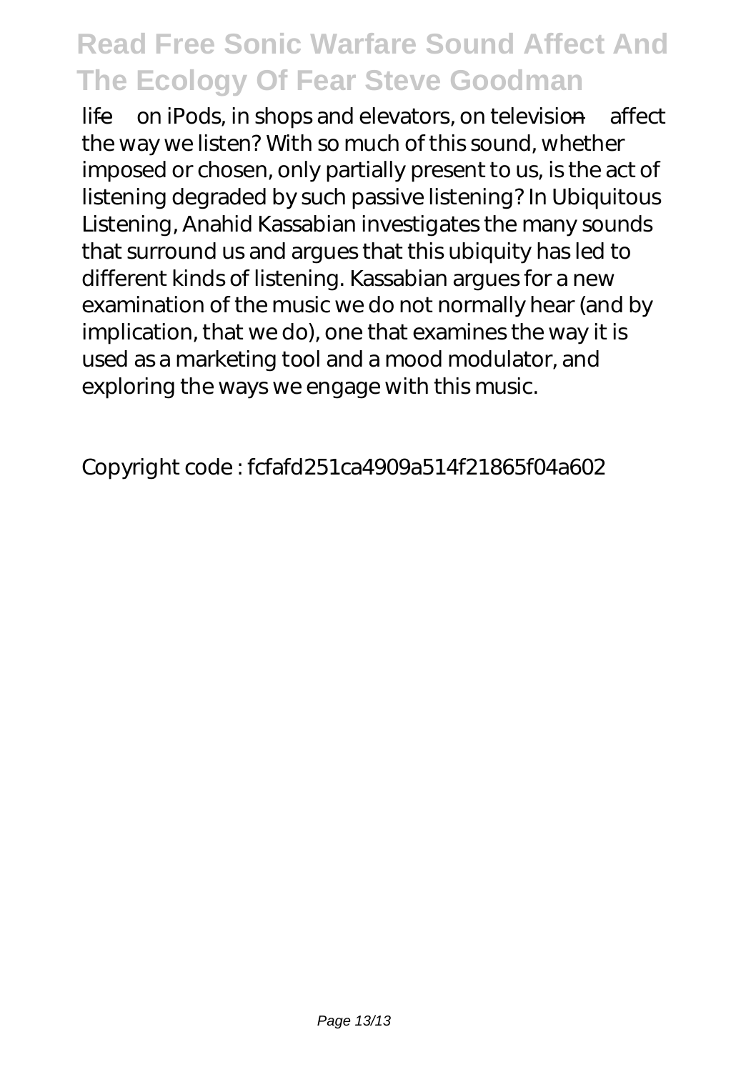life—on iPods, in shops and elevators, on television—affect the way we listen? With so much of this sound, whether imposed or chosen, only partially present to us, is the act of listening degraded by such passive listening? In Ubiquitous Listening, Anahid Kassabian investigates the many sounds that surround us and argues that this ubiquity has led to different kinds of listening. Kassabian argues for a new examination of the music we do not normally hear (and by implication, that we do), one that examines the way it is used as a marketing tool and a mood modulator, and exploring the ways we engage with this music.

Copyright code : fcfafd251ca4909a514f21865f04a602